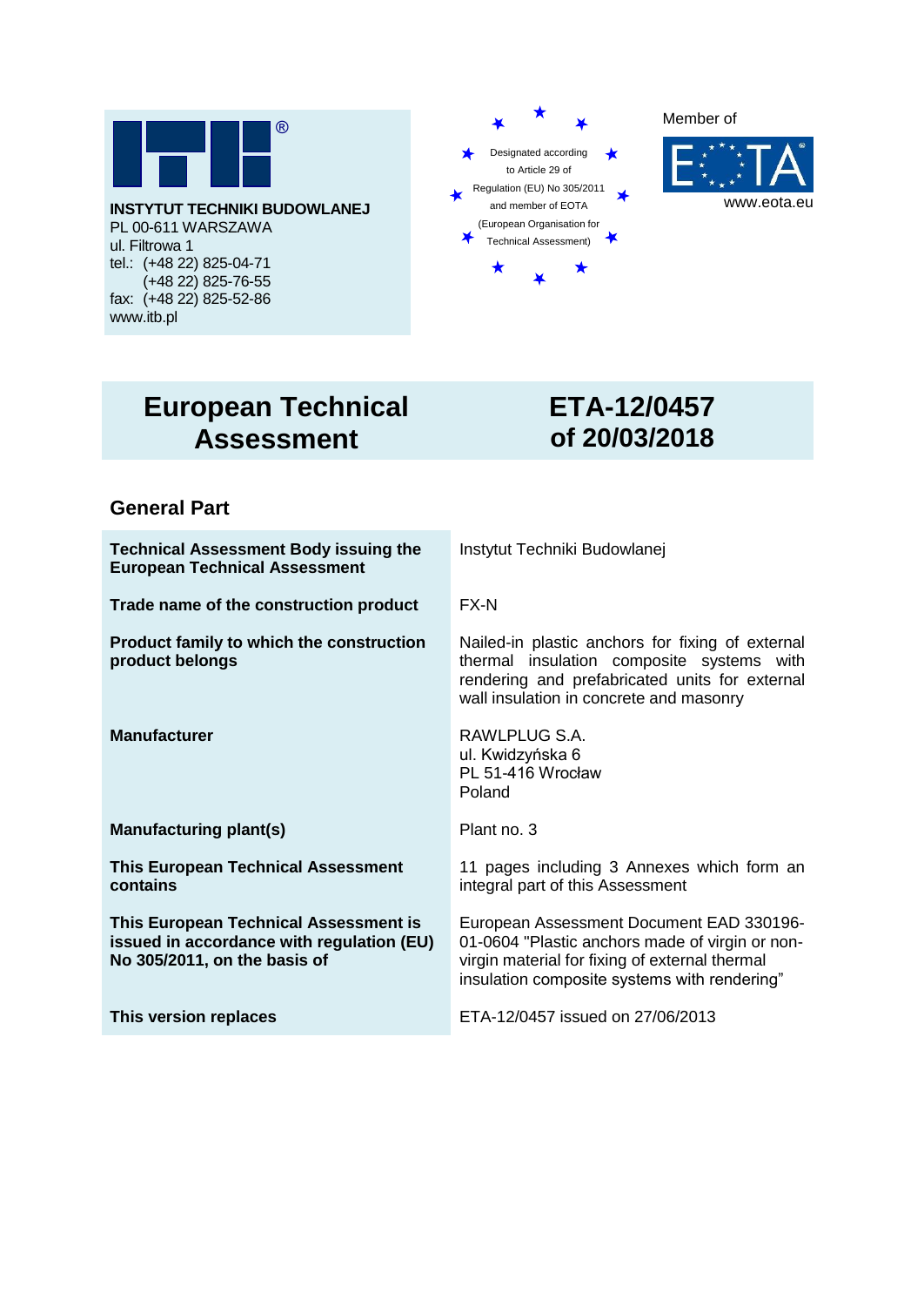**INSTYTUT TECHNIKI BUDOWLANEJ**
PL 00-611 WARSZAWA
ul. Filtrowa 1
tel.: (+48 22) 825-04-71
(+48 22) 825-76-55
fax: (+48 22) 825-52-86
www.itb.pl

Designated according to Article 29 of Regulation (EU) No 305/2011 and member of EOTA (European Organisation for Technical Assessment)

Member of EOTA
www.eota.eu

# European Technical Assessment

# ETA-12/0457 of 20/03/2018

## General Part

| | |
|---|---|
| **Technical Assessment Body issuing the European Technical Assessment** | Instytut Techniki Budowlanej |
| **Trade name of the construction product** | FX-N |
| **Product family to which the construction product belongs** | Nailed-in plastic anchors for fixing of external thermal insulation composite systems with rendering and prefabricated units for external wall insulation in concrete and masonry |
| **Manufacturer** | RAWLPLUG S.A.<br>ul. Kwidzyńska 6<br>PL 51-416 Wrocław<br>Poland |
| **Manufacturing plant(s)** | Plant no. 3 |
| **This European Technical Assessment contains** | 11 pages including 3 Annexes which form an integral part of this Assessment |
| **This European Technical Assessment is issued in accordance with regulation (EU) No 305/2011, on the basis of** | European Assessment Document EAD 330196-01-0604 "Plastic anchors made of virgin or non-virgin material for fixing of external thermal insulation composite systems with rendering" |
| **This version replaces** | ETA-12/0457 issued on 27/06/2013 |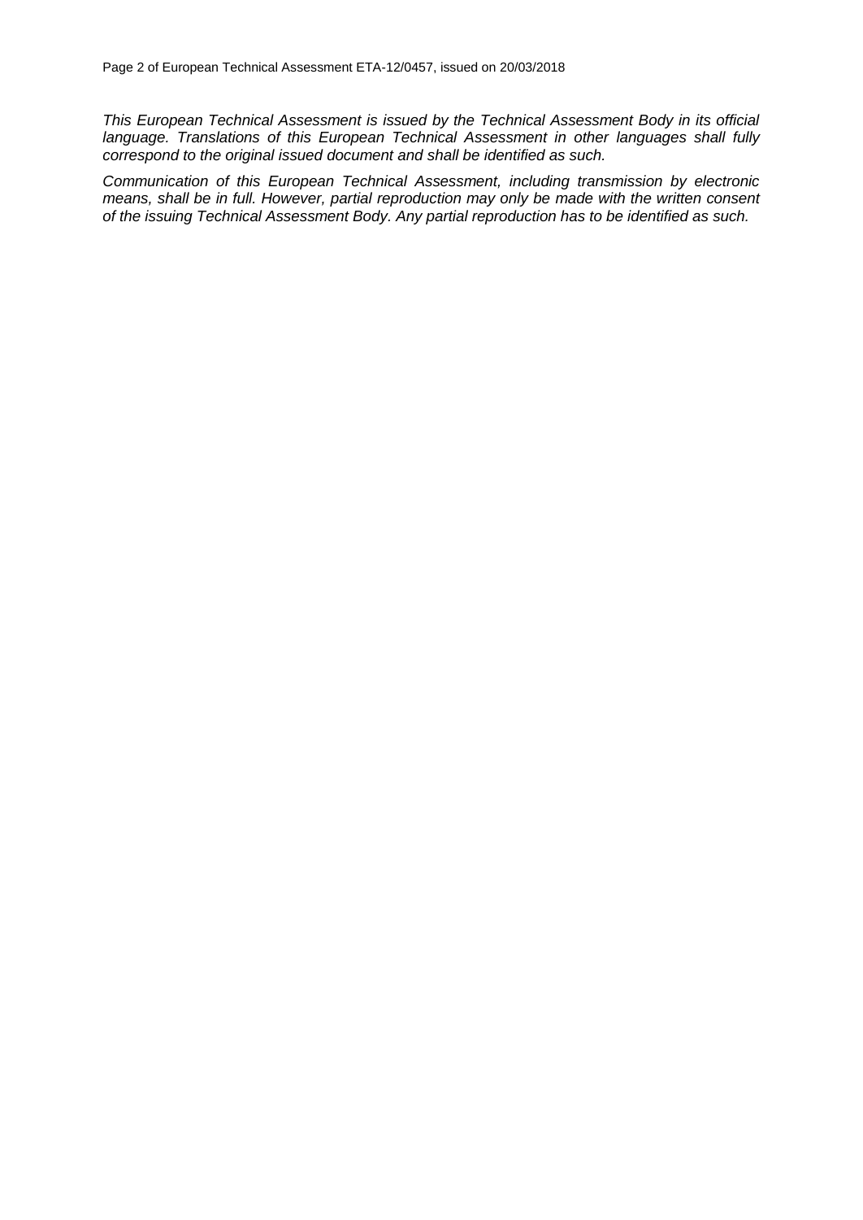*This European Technical Assessment is issued by the Technical Assessment Body in its official language. Translations of this European Technical Assessment in other languages shall fully correspond to the original issued document and shall be identified as such.*

*Communication of this European Technical Assessment, including transmission by electronic means, shall be in full. However, partial reproduction may only be made with the written consent of the issuing Technical Assessment Body. Any partial reproduction has to be identified as such.*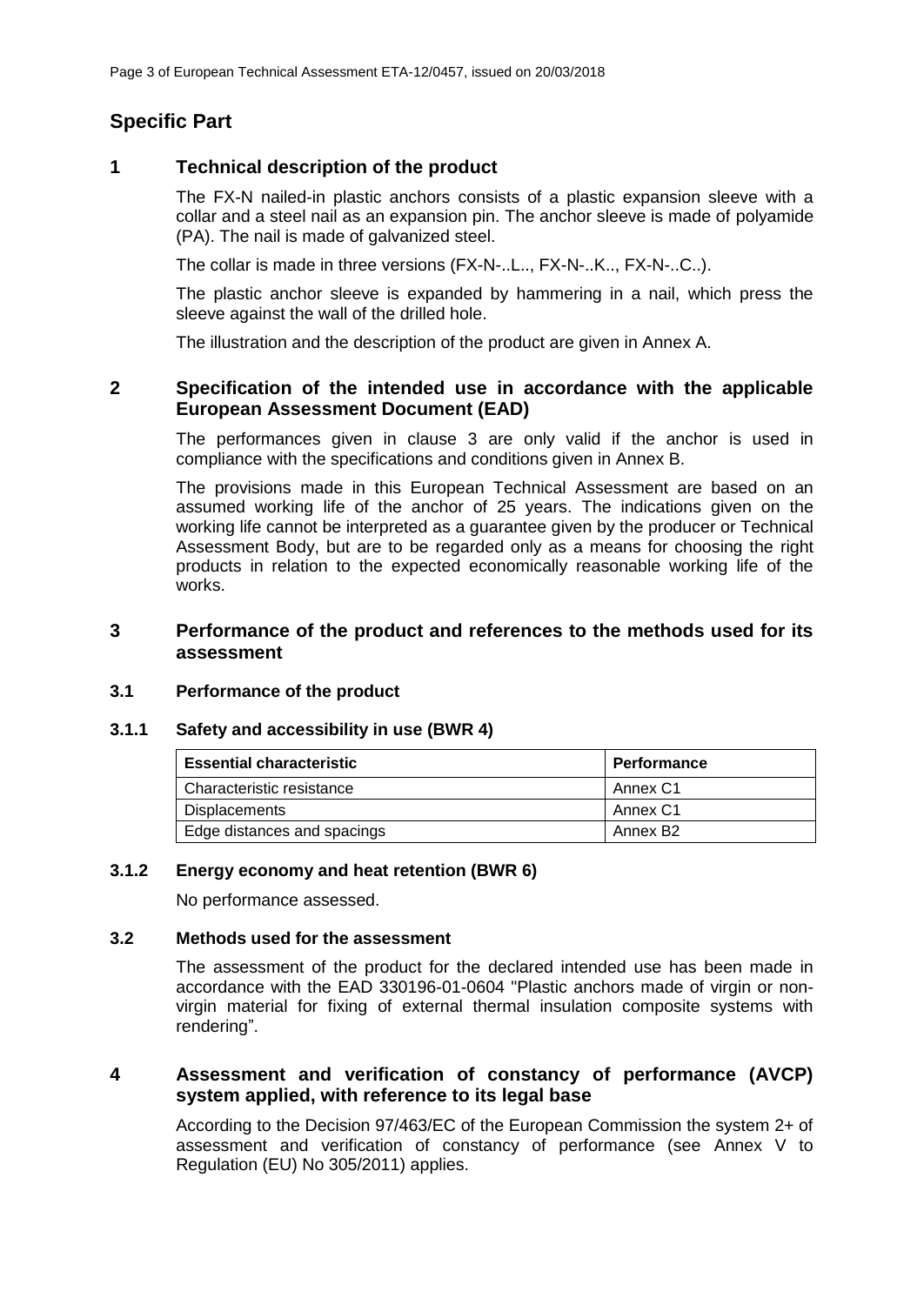## Specific Part

### 1 Technical description of the product

The FX-N nailed-in plastic anchors consists of a plastic expansion sleeve with a collar and a steel nail as an expansion pin. The anchor sleeve is made of polyamide (PA). The nail is made of galvanized steel.

The collar is made in three versions (FX-N-..L.., FX-N-..K.., FX-N-..C..).

The plastic anchor sleeve is expanded by hammering in a nail, which press the sleeve against the wall of the drilled hole.

The illustration and the description of the product are given in Annex A.

### 2 Specification of the intended use in accordance with the applicable European Assessment Document (EAD)

The performances given in clause 3 are only valid if the anchor is used in compliance with the specifications and conditions given in Annex B.

The provisions made in this European Technical Assessment are based on an assumed working life of the anchor of 25 years. The indications given on the working life cannot be interpreted as a guarantee given by the producer or Technical Assessment Body, but are to be regarded only as a means for choosing the right products in relation to the expected economically reasonable working life of the works.

### 3 Performance of the product and references to the methods used for its assessment

#### 3.1 Performance of the product

##### 3.1.1 Safety and accessibility in use (BWR 4)

| Essential characteristic | Performance |
|---|---|
| Characteristic resistance | Annex C1 |
| Displacements | Annex C1 |
| Edge distances and spacings | Annex B2 |

##### 3.1.2 Energy economy and heat retention (BWR 6)

No performance assessed.

#### 3.2 Methods used for the assessment

The assessment of the product for the declared intended use has been made in accordance with the EAD 330196-01-0604 "Plastic anchors made of virgin or non-virgin material for fixing of external thermal insulation composite systems with rendering".

### 4 Assessment and verification of constancy of performance (AVCP) system applied, with reference to its legal base

According to the Decision 97/463/EC of the European Commission the system 2+ of assessment and verification of constancy of performance (see Annex V to Regulation (EU) No 305/2011) applies.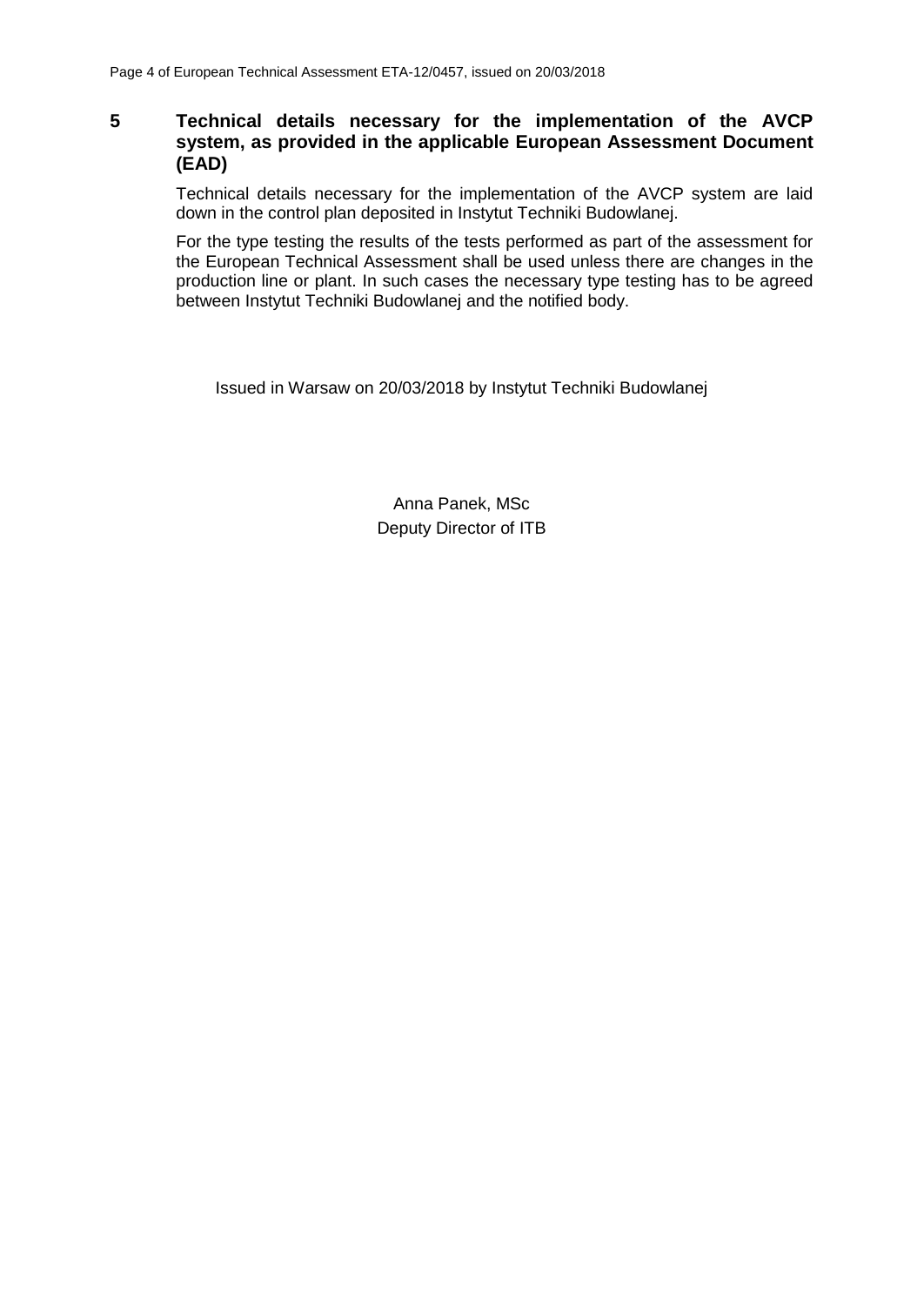## 5 Technical details necessary for the implementation of the AVCP system, as provided in the applicable European Assessment Document (EAD)

Technical details necessary for the implementation of the AVCP system are laid down in the control plan deposited in Instytut Techniki Budowlanej.

For the type testing the results of the tests performed as part of the assessment for the European Technical Assessment shall be used unless there are changes in the production line or plant. In such cases the necessary type testing has to be agreed between Instytut Techniki Budowlanej and the notified body.

Issued in Warsaw on 20/03/2018 by Instytut Techniki Budowlanej

Anna Panek, MSc
Deputy Director of ITB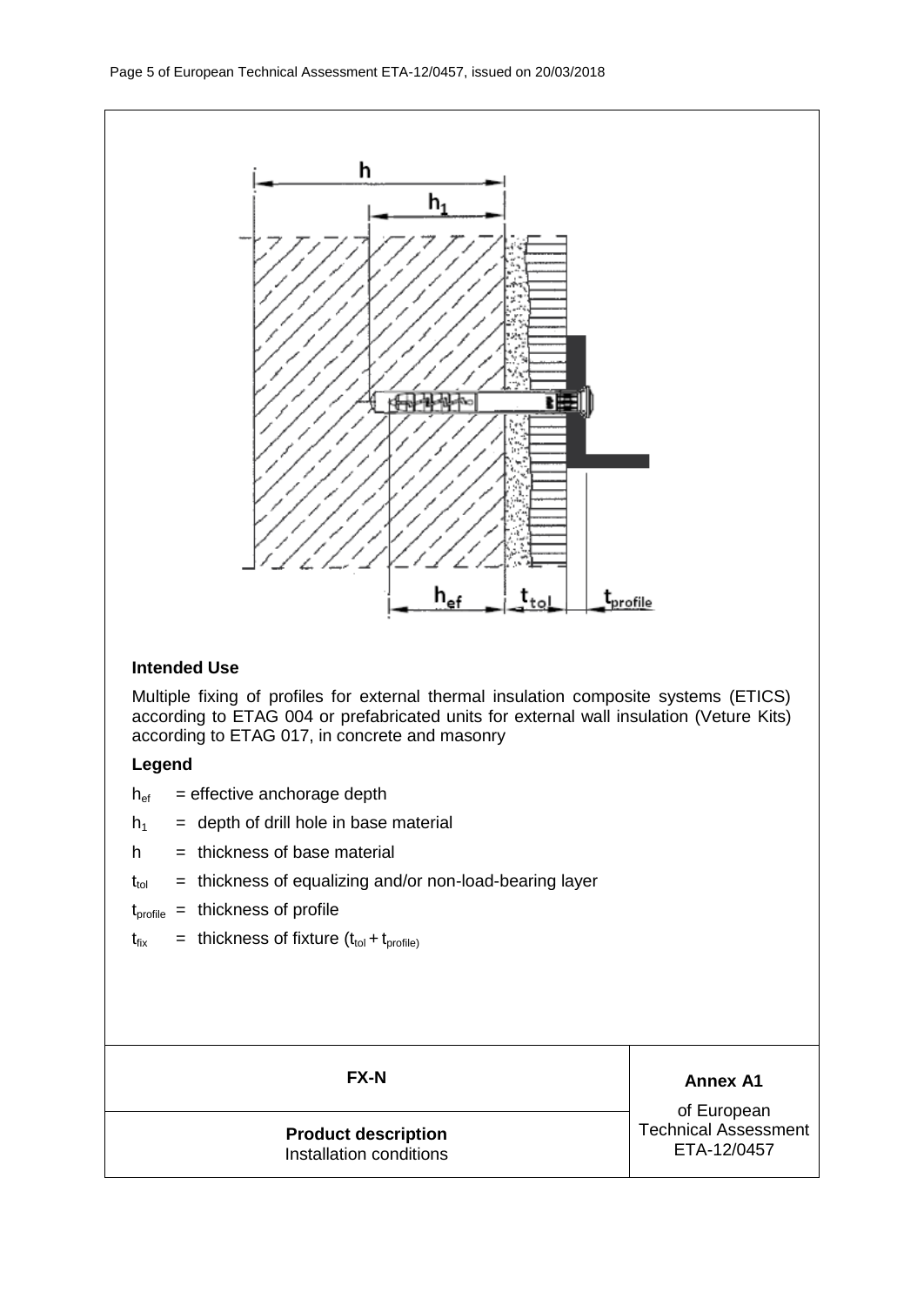## Intended Use

Multiple fixing of profiles for external thermal insulation composite systems (ETICS) according to ETAG 004 or prefabricated units for external wall insulation (Veture Kits) according to ETAG 017, in concrete and masonry

## Legend

$h_{ef}$ = effective anchorage depth

$h_1$ = depth of drill hole in base material

$h$ = thickness of base material

$t_{tol}$ = thickness of equalizing and/or non-load-bearing layer

$t_{profile}$ = thickness of profile

$t_{fix}$ = thickness of fixture ($t_{tol} + t_{profile}$)

| FX-N | Annex A1 |
|---|---|
| **Product description**<br>Installation conditions | of European Technical Assessment ETA-12/0457 |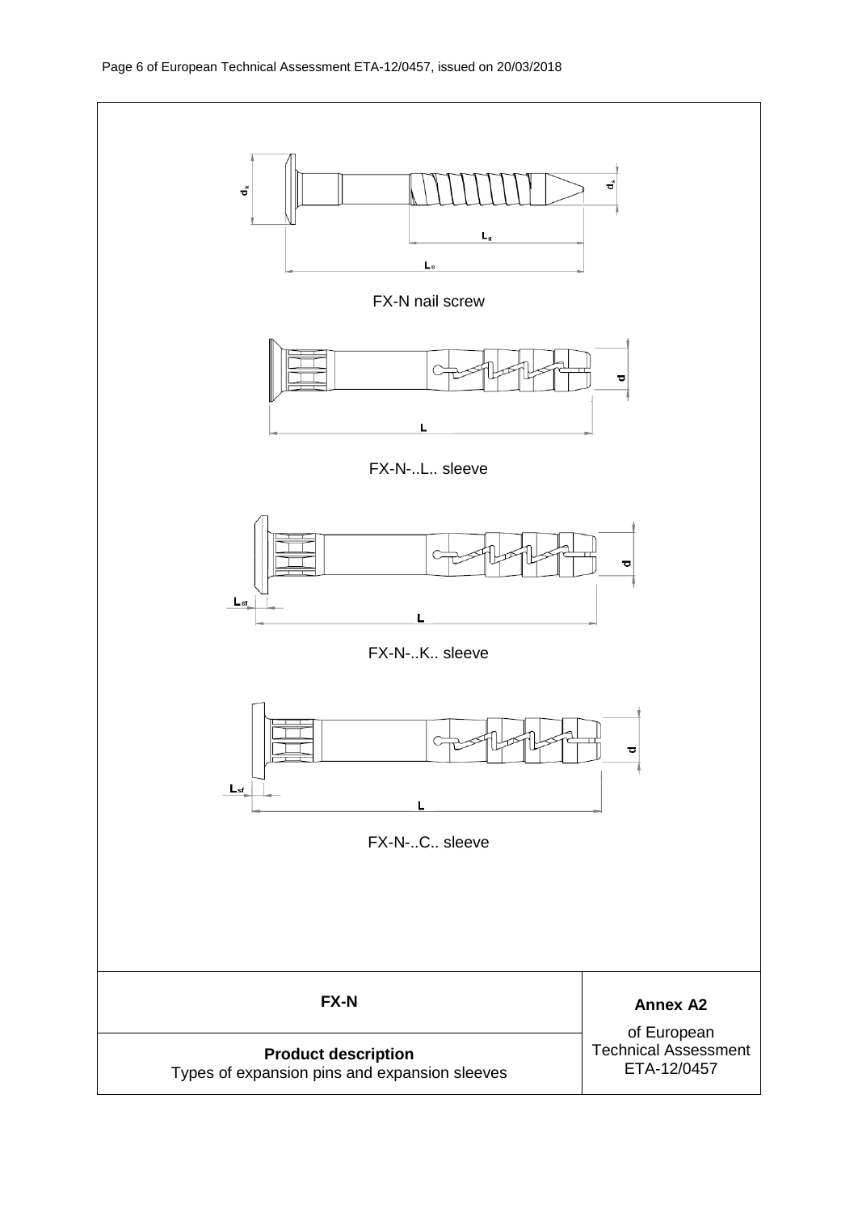$d_k$

$d_s$

$L_g$

$L_s$

FX-N nail screw

$d$

$L$

FX-N-..L.. sleeve

$d$

$L_{sf}$

$L$

FX-N-..K.. sleeve

$d$

$L_{sf}$

$L$

FX-N-..C.. sleeve

| **FX-N** | **Annex A2** |
|---|---|
| **Product description**<br>Types of expansion pins and expansion sleeves | of European Technical Assessment ETA-12/0457 |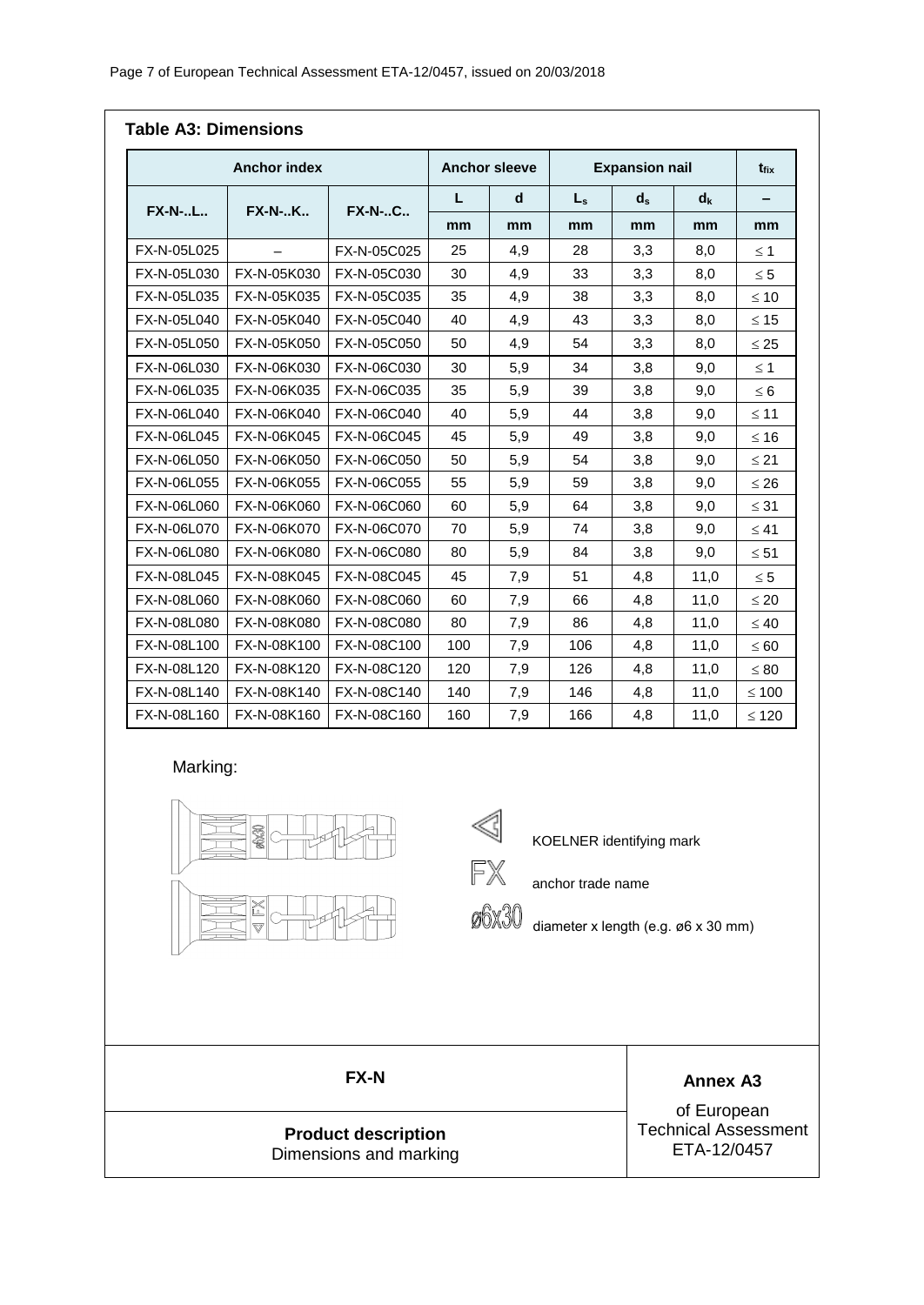### Table A3: Dimensions

| Anchor index | | | Anchor sleeve | | Expansion nail | | | $t_{fix}$ |
|---|---|---|---|---|---|---|---|---|
| FX-N-..L.. | FX-N-..K.. | FX-N-..C.. | L | d | $L_s$ | $d_s$ | $d_k$ | – |
| | | | mm | mm | mm | mm | mm | mm |
| FX-N-05L025 | – | FX-N-05C025 | 25 | 4,9 | 28 | 3,3 | 8,0 | ≤ 1 |
| FX-N-05L030 | FX-N-05K030 | FX-N-05C030 | 30 | 4,9 | 33 | 3,3 | 8,0 | ≤ 5 |
| FX-N-05L035 | FX-N-05K035 | FX-N-05C035 | 35 | 4,9 | 38 | 3,3 | 8,0 | ≤ 10 |
| FX-N-05L040 | FX-N-05K040 | FX-N-05C040 | 40 | 4,9 | 43 | 3,3 | 8,0 | ≤ 15 |
| FX-N-05L050 | FX-N-05K050 | FX-N-05C050 | 50 | 4,9 | 54 | 3,3 | 8,0 | ≤ 25 |
| FX-N-06L030 | FX-N-06K030 | FX-N-06C030 | 30 | 5,9 | 34 | 3,8 | 9,0 | ≤ 1 |
| FX-N-06L035 | FX-N-06K035 | FX-N-06C035 | 35 | 5,9 | 39 | 3,8 | 9,0 | ≤ 6 |
| FX-N-06L040 | FX-N-06K040 | FX-N-06C040 | 40 | 5,9 | 44 | 3,8 | 9,0 | ≤ 11 |
| FX-N-06L045 | FX-N-06K045 | FX-N-06C045 | 45 | 5,9 | 49 | 3,8 | 9,0 | ≤ 16 |
| FX-N-06L050 | FX-N-06K050 | FX-N-06C050 | 50 | 5,9 | 54 | 3,8 | 9,0 | ≤ 21 |
| FX-N-06L055 | FX-N-06K055 | FX-N-06C055 | 55 | 5,9 | 59 | 3,8 | 9,0 | ≤ 26 |
| FX-N-06L060 | FX-N-06K060 | FX-N-06C060 | 60 | 5,9 | 64 | 3,8 | 9,0 | ≤ 31 |
| FX-N-06L070 | FX-N-06K070 | FX-N-06C070 | 70 | 5,9 | 74 | 3,8 | 9,0 | ≤ 41 |
| FX-N-06L080 | FX-N-06K080 | FX-N-06C080 | 80 | 5,9 | 84 | 3,8 | 9,0 | ≤ 51 |
| FX-N-08L045 | FX-N-08K045 | FX-N-08C045 | 45 | 7,9 | 51 | 4,8 | 11,0 | ≤ 5 |
| FX-N-08L060 | FX-N-08K060 | FX-N-08C060 | 60 | 7,9 | 66 | 4,8 | 11,0 | ≤ 20 |
| FX-N-08L080 | FX-N-08K080 | FX-N-08C080 | 80 | 7,9 | 86 | 4,8 | 11,0 | ≤ 40 |
| FX-N-08L100 | FX-N-08K100 | FX-N-08C100 | 100 | 7,9 | 106 | 4,8 | 11,0 | ≤ 60 |
| FX-N-08L120 | FX-N-08K120 | FX-N-08C120 | 120 | 7,9 | 126 | 4,8 | 11,0 | ≤ 80 |
| FX-N-08L140 | FX-N-08K140 | FX-N-08C140 | 140 | 7,9 | 146 | 4,8 | 11,0 | ≤ 100 |
| FX-N-08L160 | FX-N-08K160 | FX-N-08C160 | 160 | 7,9 | 166 | 4,8 | 11,0 | ≤ 120 |

Marking:

KOELNER identifying mark

FX anchor trade name

ø6x30 diameter x length (e.g. ø6 x 30 mm)

| FX-N | Annex A3 |
|---|---|
| **Product description**<br>Dimensions and marking | of European Technical Assessment ETA-12/0457 |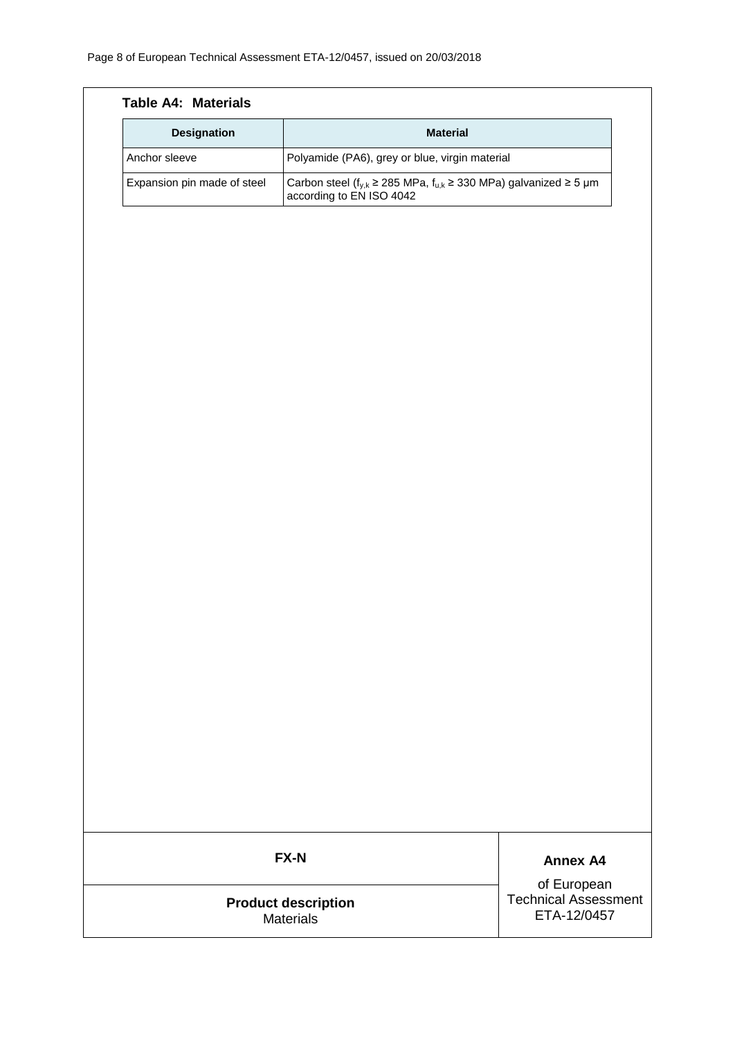**Table A4: Materials**

| Designation | Material |
| --- | --- |
| Anchor sleeve | Polyamide (PA6), grey or blue, virgin material |
| Expansion pin made of steel | Carbon steel ($f_{y,k}$ ≥ 285 MPa, $f_{u,k}$ ≥ 330 MPa) galvanized ≥ 5 µm according to EN ISO 4042 |

| FX-N | **Annex A4** |
| --- | --- |
| **Product description** Materials | of European Technical Assessment ETA-12/0457 |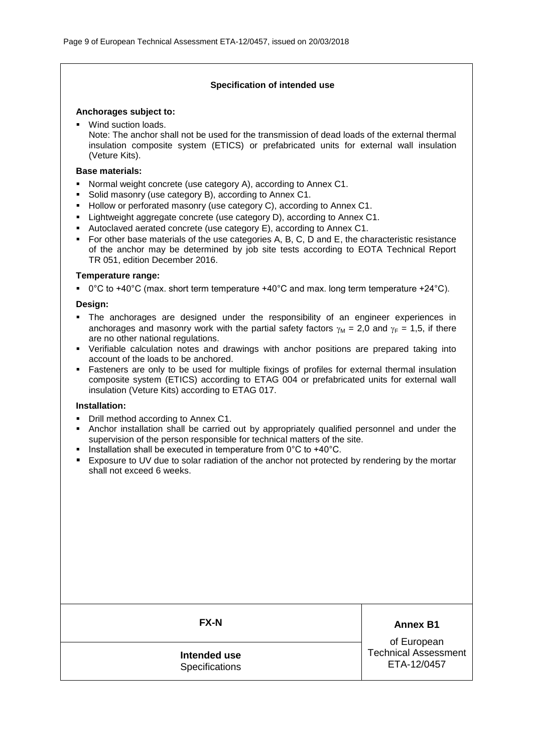## Specification of intended use

**Anchorages subject to:**

- Wind suction loads.
  Note: The anchor shall not be used for the transmission of dead loads of the external thermal insulation composite system (ETICS) or prefabricated units for external wall insulation (Veture Kits).

**Base materials:**

- Normal weight concrete (use category A), according to Annex C1.
- Solid masonry (use category B), according to Annex C1.
- Hollow or perforated masonry (use category C), according to Annex C1.
- Lightweight aggregate concrete (use category D), according to Annex C1.
- Autoclaved aerated concrete (use category E), according to Annex C1.
- For other base materials of the use categories A, B, C, D and E, the characteristic resistance of the anchor may be determined by job site tests according to EOTA Technical Report TR 051, edition December 2016.

**Temperature range:**

- 0°C to +40°C (max. short term temperature +40°C and max. long term temperature +24°C).

**Design:**

- The anchorages are designed under the responsibility of an engineer experiences in anchorages and masonry work with the partial safety factors $\gamma_M$ = 2,0 and $\gamma_F$ = 1,5, if there are no other national regulations.
- Verifiable calculation notes and drawings with anchor positions are prepared taking into account of the loads to be anchored.
- Fasteners are only to be used for multiple fixings of profiles for external thermal insulation composite system (ETICS) according to ETAG 004 or prefabricated units for external wall insulation (Veture Kits) according to ETAG 017.

**Installation:**

- Drill method according to Annex C1.
- Anchor installation shall be carried out by appropriately qualified personnel and under the supervision of the person responsible for technical matters of the site.
- Installation shall be executed in temperature from 0°C to +40°C.
- Exposure to UV due to solar radiation of the anchor not protected by rendering by the mortar shall not exceed 6 weeks.

| FX-N | Annex B1 |
|---|---|
| **Intended use** Specifications | of European Technical Assessment ETA-12/0457 |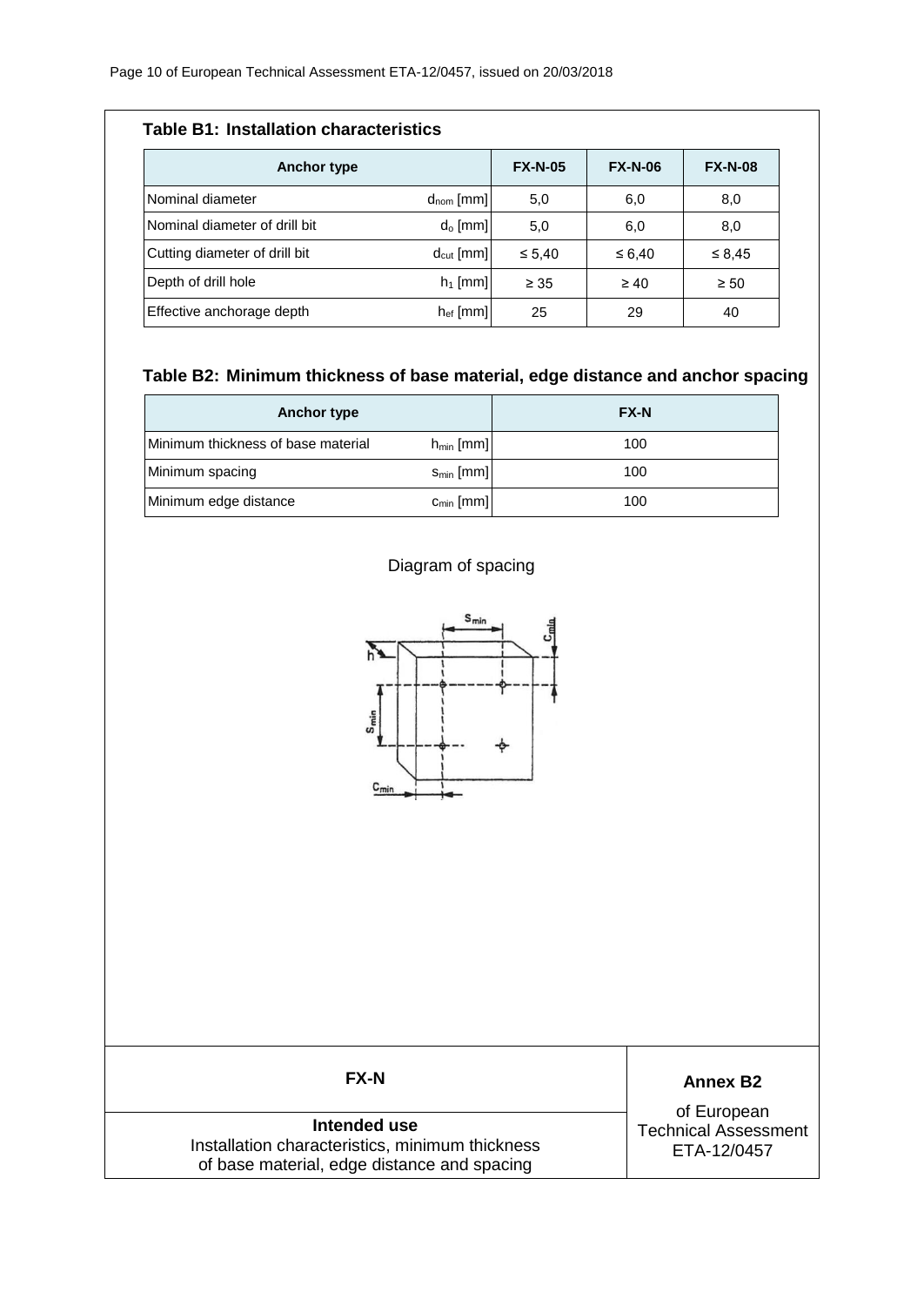**Table B1: Installation characteristics**

| Anchor type | | FX-N-05 | FX-N-06 | FX-N-08 |
|---|---|---|---|---|
| Nominal diameter | $d_{nom}$ [mm] | 5,0 | 6,0 | 8,0 |
| Nominal diameter of drill bit | $d_o$ [mm] | 5,0 | 6,0 | 8,0 |
| Cutting diameter of drill bit | $d_{cut}$ [mm] | ≤ 5,40 | ≤ 6,40 | ≤ 8,45 |
| Depth of drill hole | $h_1$ [mm] | ≥ 35 | ≥ 40 | ≥ 50 |
| Effective anchorage depth | $h_{ef}$ [mm] | 25 | 29 | 40 |

**Table B2: Minimum thickness of base material, edge distance and anchor spacing**

| Anchor type | | FX-N |
|---|---|---|
| Minimum thickness of base material | $h_{min}$ [mm] | 100 |
| Minimum spacing | $s_{min}$ [mm] | 100 |
| Minimum edge distance | $c_{min}$ [mm] | 100 |

Diagram of spacing

| FX-N | **Annex B2** |
|---|---|
| **Intended use**<br>Installation characteristics, minimum thickness of base material, edge distance and spacing | of European Technical Assessment ETA-12/0457 |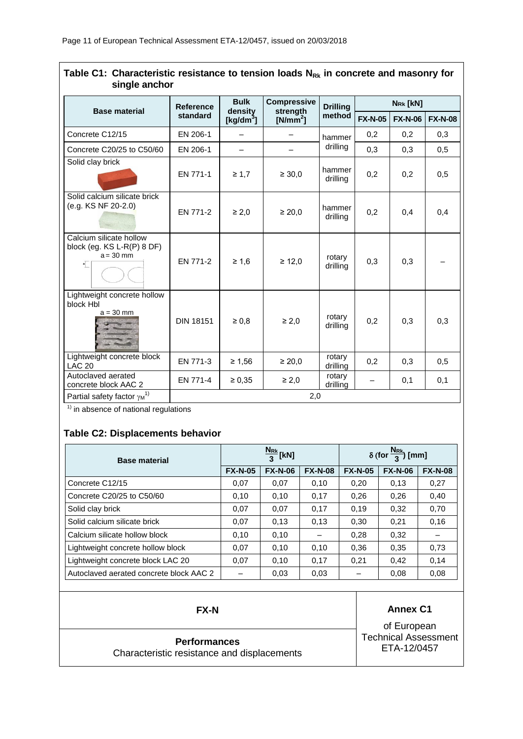## Table C1: Characteristic resistance to tension loads $N_{Rk}$ in concrete and masonry for single anchor

| Base material | Reference standard | Bulk density [kg/dm³] | Compressive strength [N/mm²] | Drilling method | $N_{Rk}$ [kN] | | |
|---|---|---|---|---|---|---|---|
| | | | | | FX-N-05 | FX-N-06 | FX-N-08 |
| Concrete C12/15 | EN 206-1 | – | – | hammer drilling | 0,2 | 0,2 | 0,3 |
| Concrete C20/25 to C50/60 | EN 206-1 | – | – | hammer drilling | 0,3 | 0,3 | 0,5 |
| Solid clay brick | EN 771-1 | ≥ 1,7 | ≥ 30,0 | hammer drilling | 0,2 | 0,2 | 0,5 |
| Solid calcium silicate brick (e.g. KS NF 20-2.0) | EN 771-2 | ≥ 2,0 | ≥ 20,0 | hammer drilling | 0,2 | 0,4 | 0,4 |
| Calcium silicate hollow block (eg. KS L-R(P) 8 DF) a = 30 mm | EN 771-2 | ≥ 1,6 | ≥ 12,0 | rotary drilling | 0,3 | 0,3 | – |
| Lightweight concrete hollow block Hbl a = 30 mm | DIN 18151 | ≥ 0,8 | ≥ 2,0 | rotary drilling | 0,2 | 0,3 | 0,3 |
| Lightweight concrete block LAC 20 | EN 771-3 | ≥ 1,56 | ≥ 20,0 | rotary drilling | 0,2 | 0,3 | 0,5 |
| Autoclaved aerated concrete block AAC 2 | EN 771-4 | ≥ 0,35 | ≥ 2,0 | rotary drilling | – | 0,1 | 0,1 |
| Partial safety factor $\gamma_M$ [1) ] | 2,0 | | | | | | |

[1)] in absence of national regulations

## Table C2: Displacements behavior

| Base material | $\frac{N_{Rk}}{3}$ [kN] | | | $\delta$ (for $\frac{N_{Rk}}{3}$) [mm] | | |
|---|---|---|---|---|---|---|
| | FX-N-05 | FX-N-06 | FX-N-08 | FX-N-05 | FX-N-06 | FX-N-08 |
| Concrete C12/15 | 0,07 | 0,07 | 0,10 | 0,20 | 0,13 | 0,27 |
| Concrete C20/25 to C50/60 | 0,10 | 0,10 | 0,17 | 0,26 | 0,26 | 0,40 |
| Solid clay brick | 0,07 | 0,07 | 0,17 | 0,19 | 0,32 | 0,70 |
| Solid calcium silicate brick | 0,07 | 0,13 | 0,13 | 0,30 | 0,21 | 0,16 |
| Calcium silicate hollow block | 0,10 | 0,10 | – | 0,28 | 0,32 | – |
| Lightweight concrete hollow block | 0,07 | 0,10 | 0,10 | 0,36 | 0,35 | 0,73 |
| Lightweight concrete block LAC 20 | 0,07 | 0,10 | 0,17 | 0,21 | 0,42 | 0,14 |
| Autoclaved aerated concrete block AAC 2 | – | 0,03 | 0,03 | – | 0,08 | 0,08 |

| | |
|---|---|
| **FX-N** | **Annex C1** of European Technical Assessment ETA-12/0457 |
| **Performances** Characteristic resistance and displacements | |